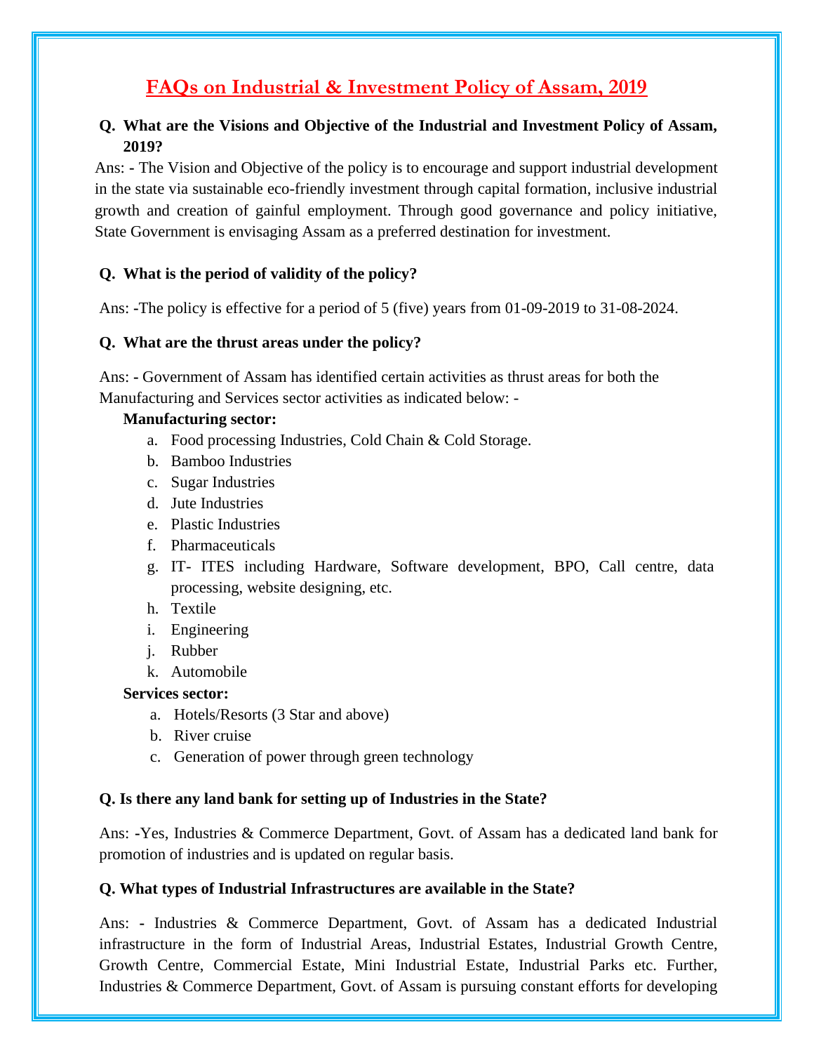# FAQs on Industrial & Investment Policy of Assam, 2019

**Q. What are the Visions and Objective of the Industrial and Investment Policy of Assam, 2019?**

Ans: - The Vision and Objective of the policy is to encourage and support industrial development in the state via sustainable eco-friendly investment through capital formation, inclusive industrial growth and creation of gainful employment. Through good governance and policy initiative, State Government is envisaging Assam as a preferred destination for investment.

**Q. What is the period of validity of the policy?**

Ans: -The policy is effective for a period of 5 (five) years from 01-09-2019 to 31-08-2024.

**Q. What are the thrust areas under the policy?**

Ans: - Government of Assam has identified certain activities as thrust areas for both the Manufacturing and Services sector activities as indicated below: -

**Manufacturing sector:**

a. Food processing Industries, Cold Chain & Cold Storage.
b. Bamboo Industries
c. Sugar Industries
d. Jute Industries
e. Plastic Industries
f. Pharmaceuticals
g. IT- ITES including Hardware, Software development, BPO, Call centre, data processing, website designing, etc.
h. Textile
i. Engineering
j. Rubber
k. Automobile

**Services sector:**

a. Hotels/Resorts (3 Star and above)
b. River cruise
c. Generation of power through green technology

**Q. Is there any land bank for setting up of Industries in the State?**

Ans: -Yes, Industries & Commerce Department, Govt. of Assam has a dedicated land bank for promotion of industries and is updated on regular basis.

**Q. What types of Industrial Infrastructures are available in the State?**

Ans: - Industries & Commerce Department, Govt. of Assam has a dedicated Industrial infrastructure in the form of Industrial Areas, Industrial Estates, Industrial Growth Centre, Growth Centre, Commercial Estate, Mini Industrial Estate, Industrial Parks etc. Further, Industries & Commerce Department, Govt. of Assam is pursuing constant efforts for developing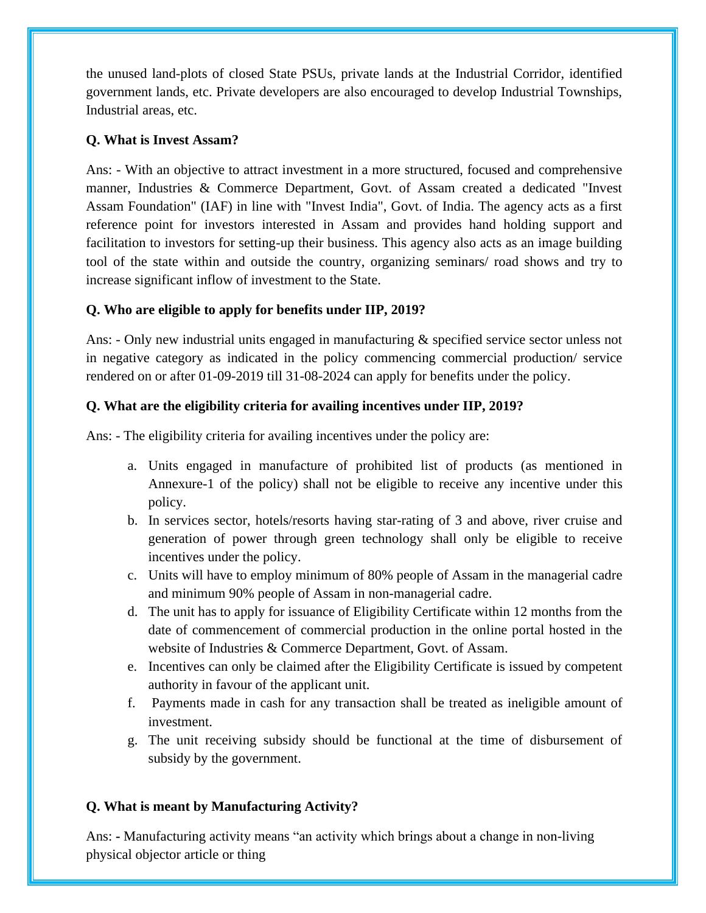the unused land-plots of closed State PSUs, private lands at the Industrial Corridor, identified government lands, etc. Private developers are also encouraged to develop Industrial Townships, Industrial areas, etc.

**Q. What is Invest Assam?**

Ans: - With an objective to attract investment in a more structured, focused and comprehensive manner, Industries & Commerce Department, Govt. of Assam created a dedicated "Invest Assam Foundation" (IAF) in line with "Invest India", Govt. of India. The agency acts as a first reference point for investors interested in Assam and provides hand holding support and facilitation to investors for setting-up their business. This agency also acts as an image building tool of the state within and outside the country, organizing seminars/ road shows and try to increase significant inflow of investment to the State.

**Q. Who are eligible to apply for benefits under IIP, 2019?**

Ans: - Only new industrial units engaged in manufacturing & specified service sector unless not in negative category as indicated in the policy commencing commercial production/ service rendered on or after 01-09-2019 till 31-08-2024 can apply for benefits under the policy.

**Q. What are the eligibility criteria for availing incentives under IIP, 2019?**

Ans: - The eligibility criteria for availing incentives under the policy are:

a. Units engaged in manufacture of prohibited list of products (as mentioned in Annexure-1 of the policy) shall not be eligible to receive any incentive under this policy.
b. In services sector, hotels/resorts having star-rating of 3 and above, river cruise and generation of power through green technology shall only be eligible to receive incentives under the policy.
c. Units will have to employ minimum of 80% people of Assam in the managerial cadre and minimum 90% people of Assam in non-managerial cadre.
d. The unit has to apply for issuance of Eligibility Certificate within 12 months from the date of commencement of commercial production in the online portal hosted in the website of Industries & Commerce Department, Govt. of Assam.
e. Incentives can only be claimed after the Eligibility Certificate is issued by competent authority in favour of the applicant unit.
f. Payments made in cash for any transaction shall be treated as ineligible amount of investment.
g. The unit receiving subsidy should be functional at the time of disbursement of subsidy by the government.

**Q. What is meant by Manufacturing Activity?**

Ans: - Manufacturing activity means "an activity which brings about a change in non-living physical objector article or thing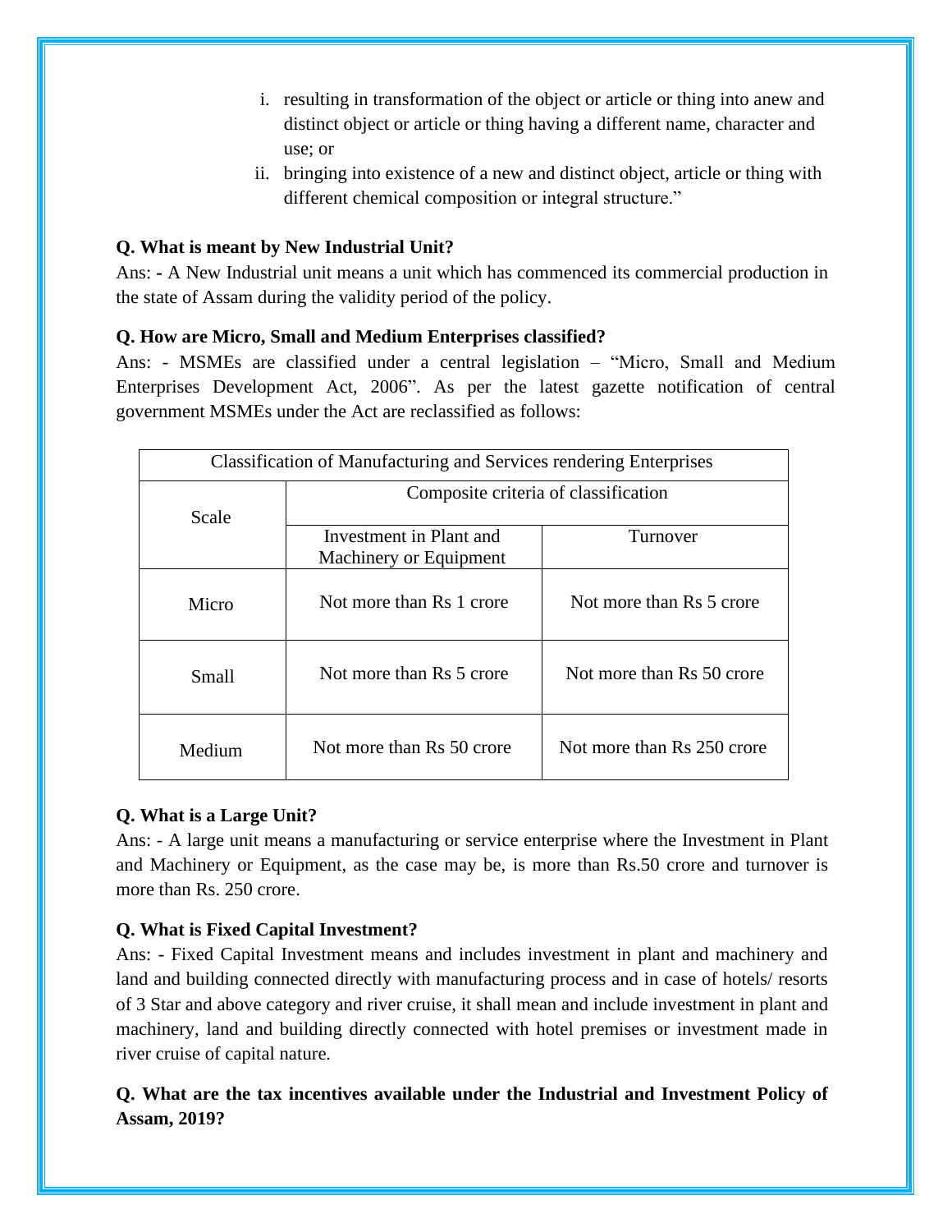i. resulting in transformation of the object or article or thing into anew and distinct object or article or thing having a different name, character and use; or

ii. bringing into existence of a new and distinct object, article or thing with different chemical composition or integral structure."

**Q. What is meant by New Industrial Unit?**

Ans: **-** A New Industrial unit means a unit which has commenced its commercial production in the state of Assam during the validity period of the policy.

**Q. How are Micro, Small and Medium Enterprises classified?**

Ans: - MSMEs are classified under a central legislation – "Micro, Small and Medium Enterprises Development Act, 2006". As per the latest gazette notification of central government MSMEs under the Act are reclassified as follows:

| Classification of Manufacturing and Services rendering Enterprises | | |
|---|---|---|
| Scale | Composite criteria of classification | |
| | Investment in Plant and Machinery or Equipment | Turnover |
| Micro | Not more than Rs 1 crore | Not more than Rs 5 crore |
| Small | Not more than Rs 5 crore | Not more than Rs 50 crore |
| Medium | Not more than Rs 50 crore | Not more than Rs 250 crore |

**Q. What is a Large Unit?**

Ans: - A large unit means a manufacturing or service enterprise where the Investment in Plant and Machinery or Equipment, as the case may be, is more than Rs.50 crore and turnover is more than Rs. 250 crore.

**Q. What is Fixed Capital Investment?**

Ans: - Fixed Capital Investment means and includes investment in plant and machinery and land and building connected directly with manufacturing process and in case of hotels/ resorts of 3 Star and above category and river cruise, it shall mean and include investment in plant and machinery, land and building directly connected with hotel premises or investment made in river cruise of capital nature.

**Q. What are the tax incentives available under the Industrial and Investment Policy of Assam, 2019?**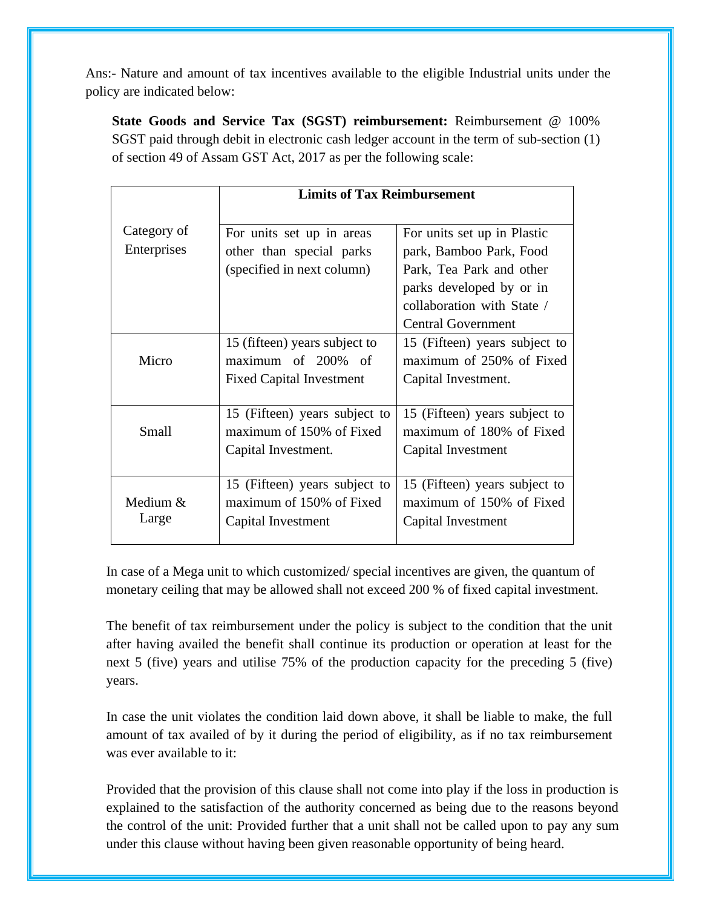Ans:- Nature and amount of tax incentives available to the eligible Industrial units under the policy are indicated below:

**State Goods and Service Tax (SGST) reimbursement:** Reimbursement @ 100% SGST paid through debit in electronic cash ledger account in the term of sub-section (1) of section 49 of Assam GST Act, 2017 as per the following scale:

| Category of Enterprises | Limits of Tax Reimbursement | |
|---|---|---|
| | For units set up in areas other than special parks (specified in next column) | For units set up in Plastic park, Bamboo Park, Food Park, Tea Park and other parks developed by or in collaboration with State / Central Government |
| Micro | 15 (fifteen) years subject to maximum of 200% of Fixed Capital Investment | 15 (Fifteen) years subject to maximum of 250% of Fixed Capital Investment. |
| Small | 15 (Fifteen) years subject to maximum of 150% of Fixed Capital Investment. | 15 (Fifteen) years subject to maximum of 180% of Fixed Capital Investment |
| Medium & Large | 15 (Fifteen) years subject to maximum of 150% of Fixed Capital Investment | 15 (Fifteen) years subject to maximum of 150% of Fixed Capital Investment |

In case of a Mega unit to which customized/ special incentives are given, the quantum of monetary ceiling that may be allowed shall not exceed 200 % of fixed capital investment.

The benefit of tax reimbursement under the policy is subject to the condition that the unit after having availed the benefit shall continue its production or operation at least for the next 5 (five) years and utilise 75% of the production capacity for the preceding 5 (five) years.

In case the unit violates the condition laid down above, it shall be liable to make, the full amount of tax availed of by it during the period of eligibility, as if no tax reimbursement was ever available to it:

Provided that the provision of this clause shall not come into play if the loss in production is explained to the satisfaction of the authority concerned as being due to the reasons beyond the control of the unit: Provided further that a unit shall not be called upon to pay any sum under this clause without having been given reasonable opportunity of being heard.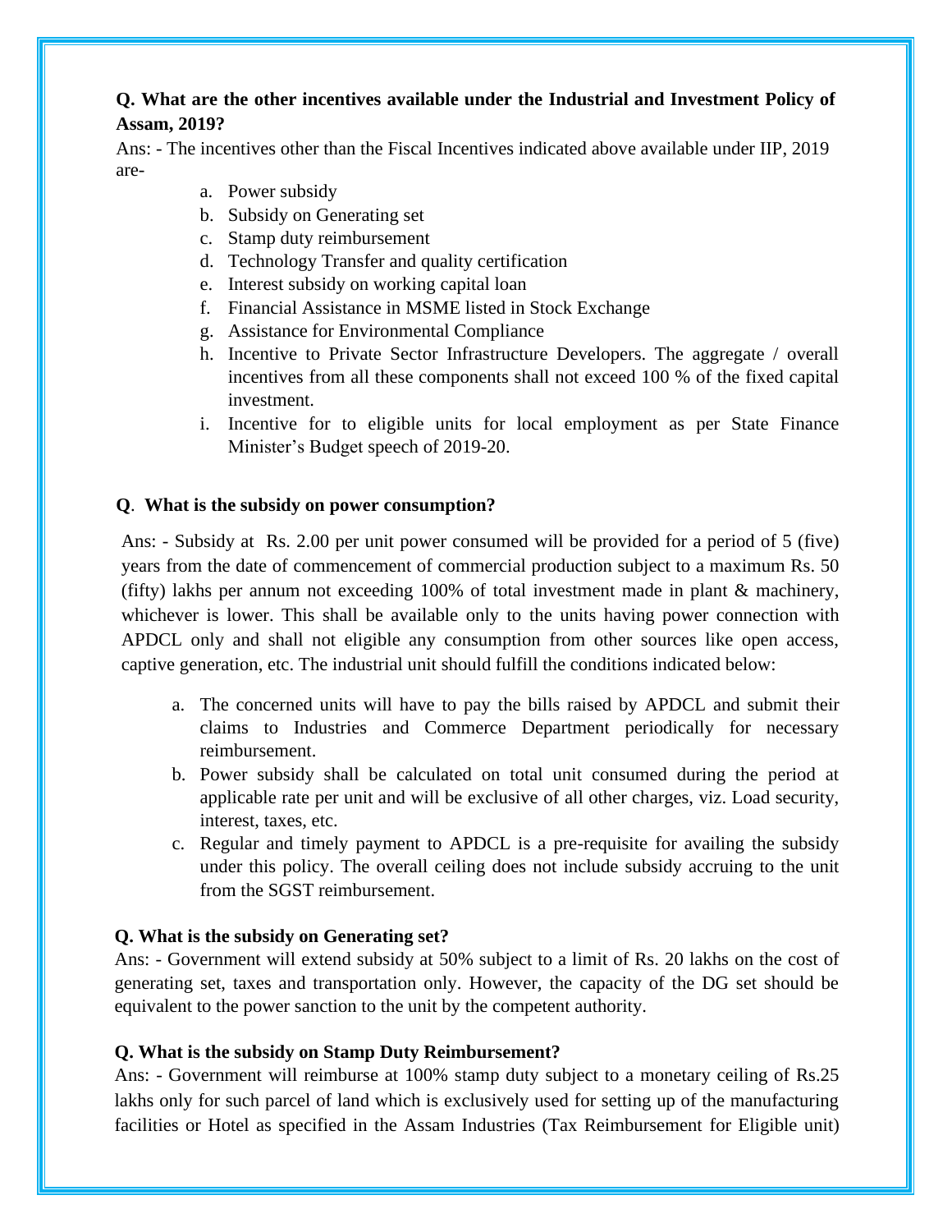**Q. What are the other incentives available under the Industrial and Investment Policy of Assam, 2019?**

Ans: - The incentives other than the Fiscal Incentives indicated above available under IIP, 2019 are-

a. Power subsidy
b. Subsidy on Generating set
c. Stamp duty reimbursement
d. Technology Transfer and quality certification
e. Interest subsidy on working capital loan
f. Financial Assistance in MSME listed in Stock Exchange
g. Assistance for Environmental Compliance
h. Incentive to Private Sector Infrastructure Developers. The aggregate / overall incentives from all these components shall not exceed 100 % of the fixed capital investment.
i. Incentive for to eligible units for local employment as per State Finance Minister's Budget speech of 2019-20.

**Q. What is the subsidy on power consumption?**

Ans: - Subsidy at Rs. 2.00 per unit power consumed will be provided for a period of 5 (five) years from the date of commencement of commercial production subject to a maximum Rs. 50 (fifty) lakhs per annum not exceeding 100% of total investment made in plant & machinery, whichever is lower. This shall be available only to the units having power connection with APDCL only and shall not eligible any consumption from other sources like open access, captive generation, etc. The industrial unit should fulfill the conditions indicated below:

a. The concerned units will have to pay the bills raised by APDCL and submit their claims to Industries and Commerce Department periodically for necessary reimbursement.
b. Power subsidy shall be calculated on total unit consumed during the period at applicable rate per unit and will be exclusive of all other charges, viz. Load security, interest, taxes, etc.
c. Regular and timely payment to APDCL is a pre-requisite for availing the subsidy under this policy. The overall ceiling does not include subsidy accruing to the unit from the SGST reimbursement.

**Q. What is the subsidy on Generating set?**

Ans: - Government will extend subsidy at 50% subject to a limit of Rs. 20 lakhs on the cost of generating set, taxes and transportation only. However, the capacity of the DG set should be equivalent to the power sanction to the unit by the competent authority.

**Q. What is the subsidy on Stamp Duty Reimbursement?**

Ans: - Government will reimburse at 100% stamp duty subject to a monetary ceiling of Rs.25 lakhs only for such parcel of land which is exclusively used for setting up of the manufacturing facilities or Hotel as specified in the Assam Industries (Tax Reimbursement for Eligible unit)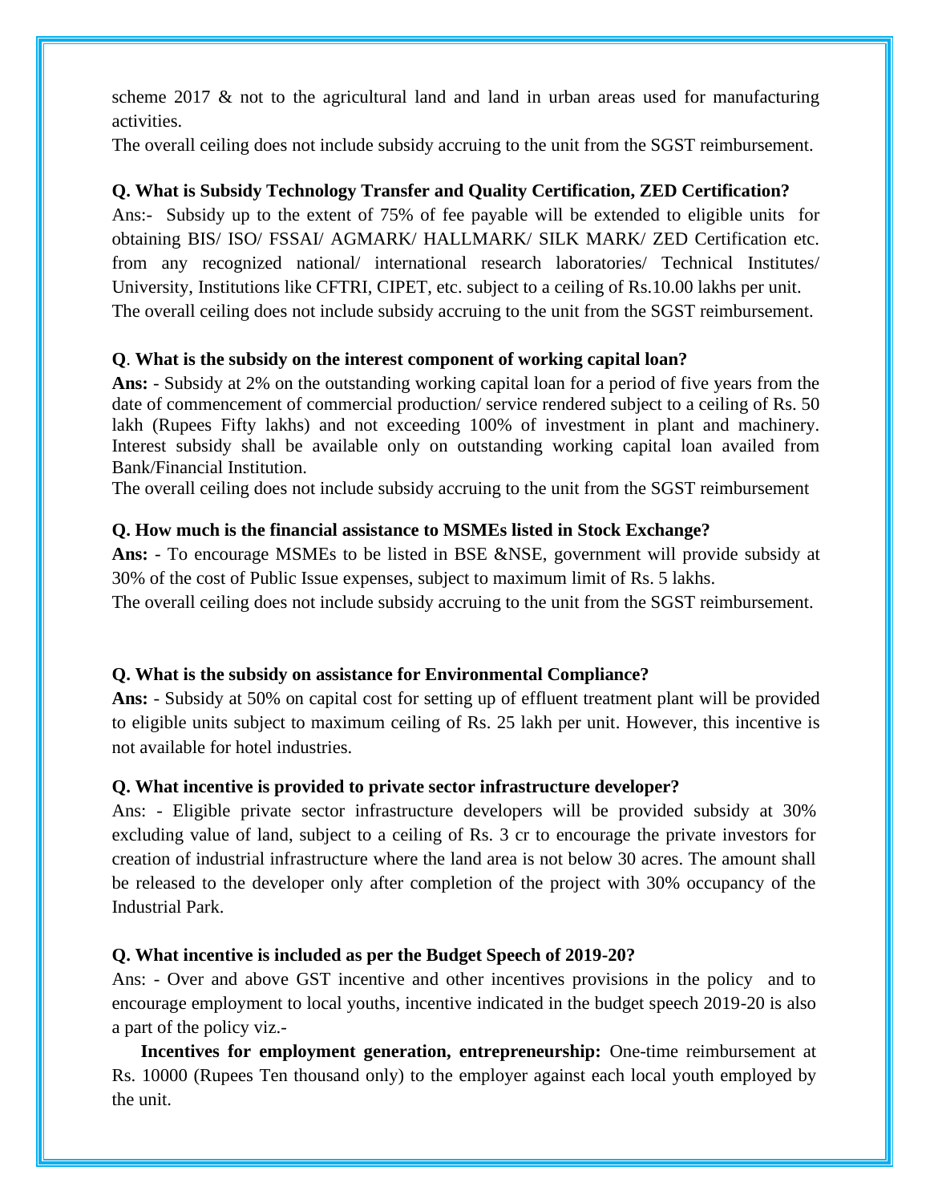scheme 2017 & not to the agricultural land and land in urban areas used for manufacturing activities.

The overall ceiling does not include subsidy accruing to the unit from the SGST reimbursement.

**Q. What is Subsidy Technology Transfer and Quality Certification, ZED Certification?**

Ans:- Subsidy up to the extent of 75% of fee payable will be extended to eligible units for obtaining BIS/ ISO/ FSSAI/ AGMARK/ HALLMARK/ SILK MARK/ ZED Certification etc. from any recognized national/ international research laboratories/ Technical Institutes/ University, Institutions like CFTRI, CIPET, etc. subject to a ceiling of Rs.10.00 lakhs per unit.

The overall ceiling does not include subsidy accruing to the unit from the SGST reimbursement.

**Q. What is the subsidy on the interest component of working capital loan?**

**Ans:** - Subsidy at 2% on the outstanding working capital loan for a period of five years from the date of commencement of commercial production/ service rendered subject to a ceiling of Rs. 50 lakh (Rupees Fifty lakhs) and not exceeding 100% of investment in plant and machinery. Interest subsidy shall be available only on outstanding working capital loan availed from Bank/Financial Institution.

The overall ceiling does not include subsidy accruing to the unit from the SGST reimbursement

**Q. How much is the financial assistance to MSMEs listed in Stock Exchange?**

**Ans:** - To encourage MSMEs to be listed in BSE &NSE, government will provide subsidy at 30% of the cost of Public Issue expenses, subject to maximum limit of Rs. 5 lakhs.

The overall ceiling does not include subsidy accruing to the unit from the SGST reimbursement.

**Q. What is the subsidy on assistance for Environmental Compliance?**

**Ans:** - Subsidy at 50% on capital cost for setting up of effluent treatment plant will be provided to eligible units subject to maximum ceiling of Rs. 25 lakh per unit. However, this incentive is not available for hotel industries.

**Q. What incentive is provided to private sector infrastructure developer?**

Ans: - Eligible private sector infrastructure developers will be provided subsidy at 30% excluding value of land, subject to a ceiling of Rs. 3 cr to encourage the private investors for creation of industrial infrastructure where the land area is not below 30 acres. The amount shall be released to the developer only after completion of the project with 30% occupancy of the Industrial Park.

**Q. What incentive is included as per the Budget Speech of 2019-20?**

Ans: - Over and above GST incentive and other incentives provisions in the policy and to encourage employment to local youths, incentive indicated in the budget speech 2019-20 is also a part of the policy viz.-

**Incentives for employment generation, entrepreneurship:** One-time reimbursement at Rs. 10000 (Rupees Ten thousand only) to the employer against each local youth employed by the unit.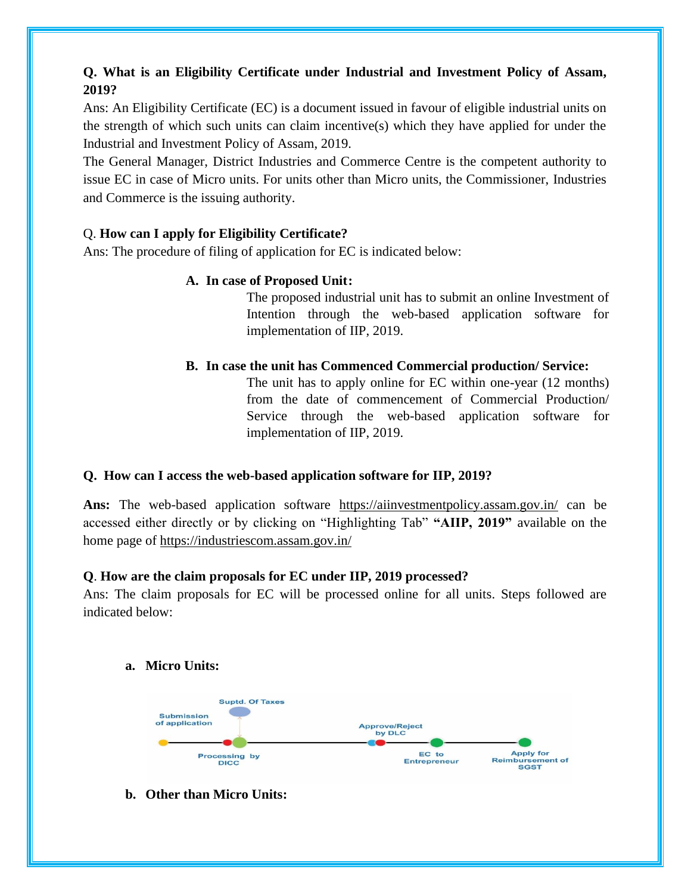**Q. What is an Eligibility Certificate under Industrial and Investment Policy of Assam, 2019?**

Ans: An Eligibility Certificate (EC) is a document issued in favour of eligible industrial units on the strength of which such units can claim incentive(s) which they have applied for under the Industrial and Investment Policy of Assam, 2019.

The General Manager, District Industries and Commerce Centre is the competent authority to issue EC in case of Micro units. For units other than Micro units, the Commissioner, Industries and Commerce is the issuing authority.

Q. **How can I apply for Eligibility Certificate?**

Ans: The procedure of filing of application for EC is indicated below:

**A. In case of Proposed Unit:**

The proposed industrial unit has to submit an online Investment of Intention through the web-based application software for implementation of IIP, 2019.

**B. In case the unit has Commenced Commercial production/ Service:**

The unit has to apply online for EC within one-year (12 months) from the date of commencement of Commercial Production/ Service through the web-based application software for implementation of IIP, 2019.

**Q. How can I access the web-based application software for IIP, 2019?**

**Ans:** The web-based application software https://aiinvestmentpolicy.assam.gov.in/ can be accessed either directly or by clicking on "Highlighting Tab" **"AIIP, 2019"** available on the home page of https://industriescom.assam.gov.in/

**Q**. **How are the claim proposals for EC under IIP, 2019 processed?**

Ans: The claim proposals for EC will be processed online for all units. Steps followed are indicated below:

**a. Micro Units:**

Submission of application → Processing by DICC (Suptd. Of Taxes) → Approve/Reject by DLC → EC to Entrepreneur → Apply for Reimbursement of SGST

**b. Other than Micro Units:**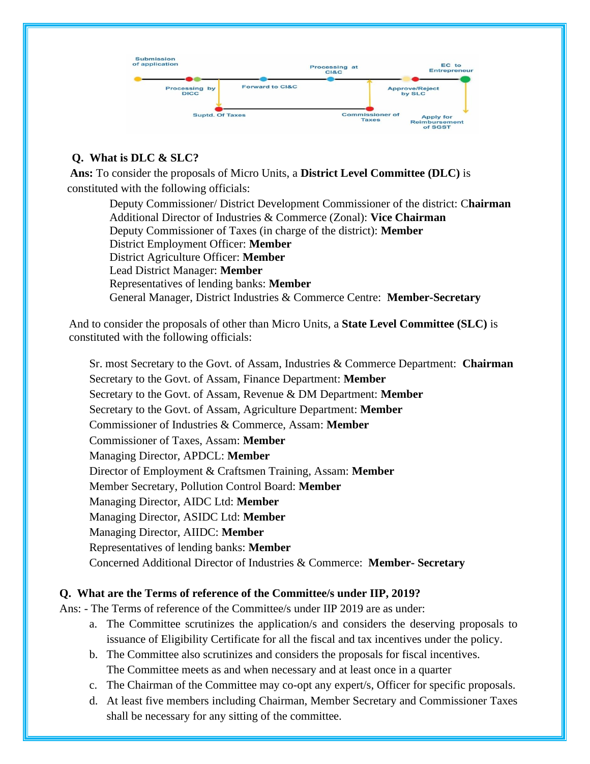Submission of application

Processing by DICC

Suptd. Of Taxes

Forward to CI&C

Processing at CI&C

Commissioner of Taxes

Approve/Reject by SLC

EC to Entrepreneur

Apply for Reimbursement of SGST

**Q. What is DLC & SLC?**

**Ans:** To consider the proposals of Micro Units, a **District Level Committee (DLC)** is constituted with the following officials:

Deputy Commissioner/ District Development Commissioner of the district: C**hairman**
Additional Director of Industries & Commerce (Zonal): **Vice Chairman**
Deputy Commissioner of Taxes (in charge of the district): **Member**
District Employment Officer: **Member**
District Agriculture Officer: **Member**
Lead District Manager: **Member**
Representatives of lending banks: **Member**
General Manager, District Industries & Commerce Centre: **Member-Secretary**

And to consider the proposals of other than Micro Units, a **State Level Committee (SLC)** is constituted with the following officials:

Sr. most Secretary to the Govt. of Assam, Industries & Commerce Department: **Chairman**
Secretary to the Govt. of Assam, Finance Department: **Member**
Secretary to the Govt. of Assam, Revenue & DM Department: **Member**
Secretary to the Govt. of Assam, Agriculture Department: **Member**
Commissioner of Industries & Commerce, Assam: **Member**
Commissioner of Taxes, Assam: **Member**
Managing Director, APDCL: **Member**
Director of Employment & Craftsmen Training, Assam: **Member**
Member Secretary, Pollution Control Board: **Member**
Managing Director, AIDC Ltd: **Member**
Managing Director, ASIDC Ltd: **Member**
Managing Director, AIIDC: **Member**
Representatives of lending banks: **Member**
Concerned Additional Director of Industries & Commerce: **Member- Secretary**

**Q. What are the Terms of reference of the Committee/s under IIP, 2019?**

Ans: - The Terms of reference of the Committee/s under IIP 2019 are as under:

a. The Committee scrutinizes the application/s and considers the deserving proposals to issuance of Eligibility Certificate for all the fiscal and tax incentives under the policy.
b. The Committee also scrutinizes and considers the proposals for fiscal incentives. The Committee meets as and when necessary and at least once in a quarter
c. The Chairman of the Committee may co-opt any expert/s, Officer for specific proposals.
d. At least five members including Chairman, Member Secretary and Commissioner Taxes shall be necessary for any sitting of the committee.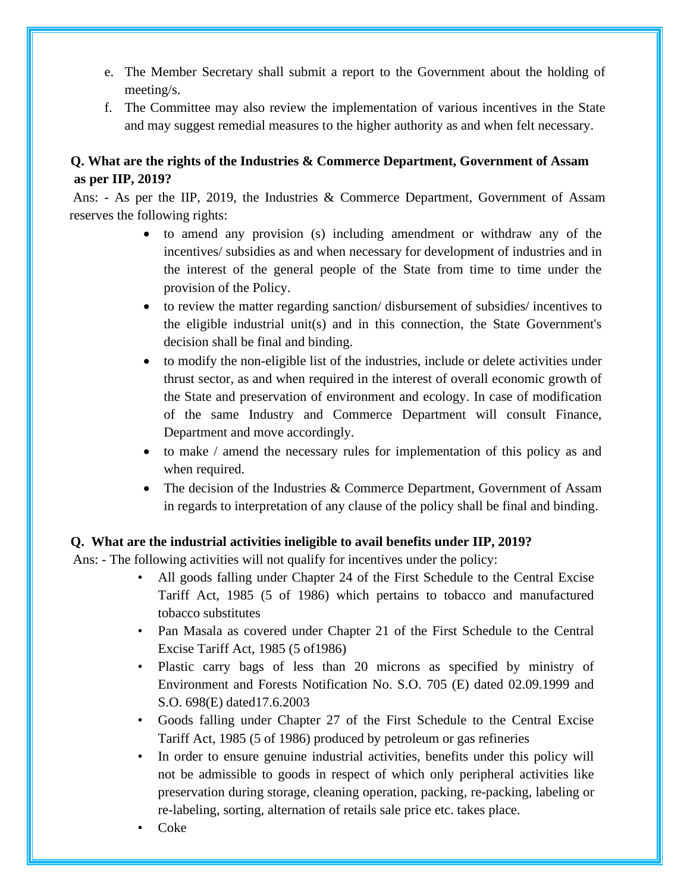e. The Member Secretary shall submit a report to the Government about the holding of meeting/s.

f. The Committee may also review the implementation of various incentives in the State and may suggest remedial measures to the higher authority as and when felt necessary.

**Q. What are the rights of the Industries & Commerce Department, Government of Assam as per IIP, 2019?**

Ans: - As per the IIP, 2019, the Industries & Commerce Department, Government of Assam reserves the following rights:

- to amend any provision (s) including amendment or withdraw any of the incentives/ subsidies as and when necessary for development of industries and in the interest of the general people of the State from time to time under the provision of the Policy.
- to review the matter regarding sanction/ disbursement of subsidies/ incentives to the eligible industrial unit(s) and in this connection, the State Government's decision shall be final and binding.
- to modify the non-eligible list of the industries, include or delete activities under thrust sector, as and when required in the interest of overall economic growth of the State and preservation of environment and ecology. In case of modification of the same Industry and Commerce Department will consult Finance, Department and move accordingly.
- to make / amend the necessary rules for implementation of this policy as and when required.
- The decision of the Industries & Commerce Department, Government of Assam in regards to interpretation of any clause of the policy shall be final and binding.

**Q. What are the industrial activities ineligible to avail benefits under IIP, 2019?**

Ans: - The following activities will not qualify for incentives under the policy:

- All goods falling under Chapter 24 of the First Schedule to the Central Excise Tariff Act, 1985 (5 of 1986) which pertains to tobacco and manufactured tobacco substitutes
- Pan Masala as covered under Chapter 21 of the First Schedule to the Central Excise Tariff Act, 1985 (5 of1986)
- Plastic carry bags of less than 20 microns as specified by ministry of Environment and Forests Notification No. S.O. 705 (E) dated 02.09.1999 and S.O. 698(E) dated17.6.2003
- Goods falling under Chapter 27 of the First Schedule to the Central Excise Tariff Act, 1985 (5 of 1986) produced by petroleum or gas refineries
- In order to ensure genuine industrial activities, benefits under this policy will not be admissible to goods in respect of which only peripheral activities like preservation during storage, cleaning operation, packing, re-packing, labeling or re-labeling, sorting, alternation of retails sale price etc. takes place.
- Coke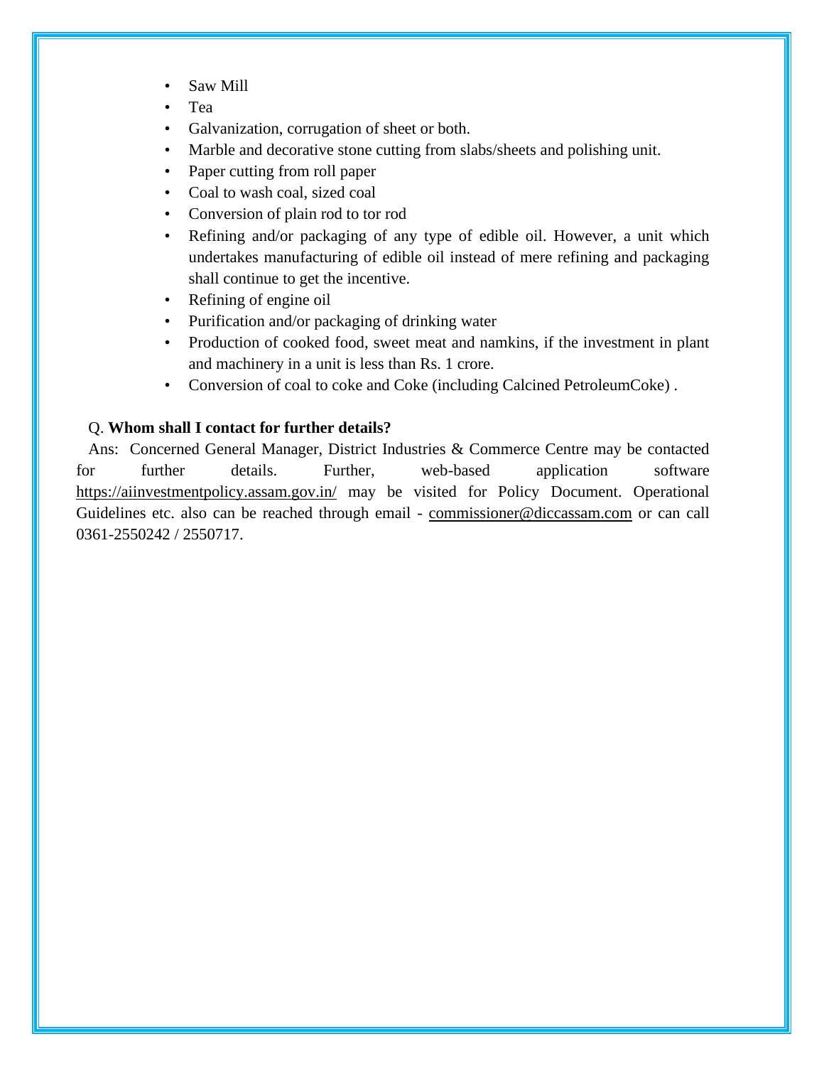- Saw Mill
- Tea
- Galvanization, corrugation of sheet or both.
- Marble and decorative stone cutting from slabs/sheets and polishing unit.
- Paper cutting from roll paper
- Coal to wash coal, sized coal
- Conversion of plain rod to tor rod
- Refining and/or packaging of any type of edible oil. However, a unit which undertakes manufacturing of edible oil instead of mere refining and packaging shall continue to get the incentive.
- Refining of engine oil
- Purification and/or packaging of drinking water
- Production of cooked food, sweet meat and namkins, if the investment in plant and machinery in a unit is less than Rs. 1 crore.
- Conversion of coal to coke and Coke (including Calcined PetroleumCoke) .

Q. **Whom shall I contact for further details?**

Ans: Concerned General Manager, District Industries & Commerce Centre may be contacted for further details. Further, web-based application software https://aiinvestmentpolicy.assam.gov.in/ may be visited for Policy Document. Operational Guidelines etc. also can be reached through email - commissioner@diccassam.com or can call 0361-2550242 / 2550717.